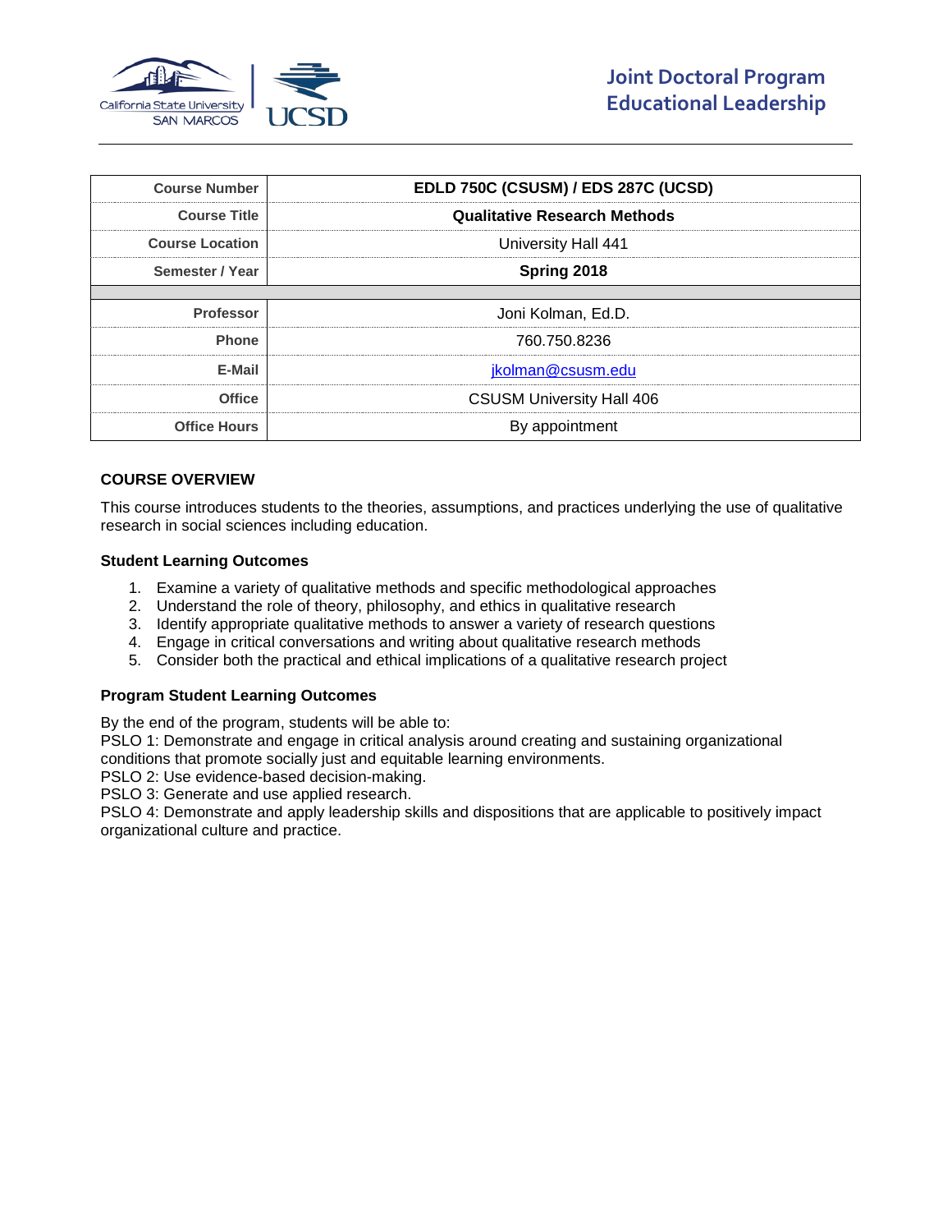# Joint Doctoral Program
# Educational Leadership

| | |
|---|---|
| **Course Number** | **EDLD 750C (CSUSM) / EDS 287C (UCSD)** |
| **Course Title** | **Qualitative Research Methods** |
| **Course Location** | University Hall 441 |
| **Semester / Year** | **Spring 2018** |
| | |
| **Professor** | Joni Kolman, Ed.D. |
| **Phone** | 760.750.8236 |
| **E-Mail** | jkolman@csusm.edu |
| **Office** | CSUSM University Hall 406 |
| **Office Hours** | By appointment |

## COURSE OVERVIEW

This course introduces students to the theories, assumptions, and practices underlying the use of qualitative research in social sciences including education.

### Student Learning Outcomes

1. Examine a variety of qualitative methods and specific methodological approaches
2. Understand the role of theory, philosophy, and ethics in qualitative research
3. Identify appropriate qualitative methods to answer a variety of research questions
4. Engage in critical conversations and writing about qualitative research methods
5. Consider both the practical and ethical implications of a qualitative research project

### Program Student Learning Outcomes

By the end of the program, students will be able to:
PSLO 1: Demonstrate and engage in critical analysis around creating and sustaining organizational conditions that promote socially just and equitable learning environments.
PSLO 2: Use evidence-based decision-making.
PSLO 3: Generate and use applied research.
PSLO 4: Demonstrate and apply leadership skills and dispositions that are applicable to positively impact organizational culture and practice.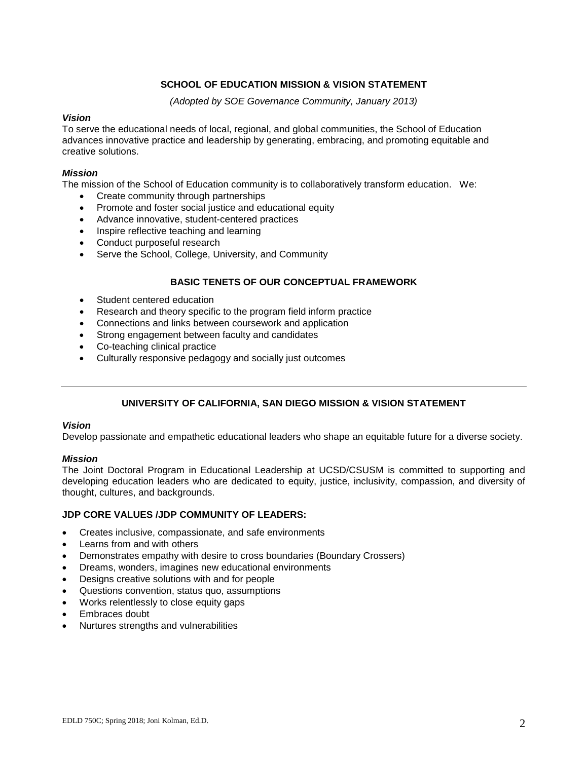## SCHOOL OF EDUCATION MISSION & VISION STATEMENT

*(Adopted by SOE Governance Community, January 2013)*

***Vision***

To serve the educational needs of local, regional, and global communities, the School of Education advances innovative practice and leadership by generating, embracing, and promoting equitable and creative solutions.

***Mission***

The mission of the School of Education community is to collaboratively transform education. We:

- Create community through partnerships
- Promote and foster social justice and educational equity
- Advance innovative, student-centered practices
- Inspire reflective teaching and learning
- Conduct purposeful research
- Serve the School, College, University, and Community

## BASIC TENETS OF OUR CONCEPTUAL FRAMEWORK

- Student centered education
- Research and theory specific to the program field inform practice
- Connections and links between coursework and application
- Strong engagement between faculty and candidates
- Co-teaching clinical practice
- Culturally responsive pedagogy and socially just outcomes

---

## UNIVERSITY OF CALIFORNIA, SAN DIEGO MISSION & VISION STATEMENT

***Vision***

Develop passionate and empathetic educational leaders who shape an equitable future for a diverse society.

***Mission***

The Joint Doctoral Program in Educational Leadership at UCSD/CSUSM is committed to supporting and developing education leaders who are dedicated to equity, justice, inclusivity, compassion, and diversity of thought, cultures, and backgrounds.

**JDP CORE VALUES /JDP COMMUNITY OF LEADERS:**

- Creates inclusive, compassionate, and safe environments
- Learns from and with others
- Demonstrates empathy with desire to cross boundaries (Boundary Crossers)
- Dreams, wonders, imagines new educational environments
- Designs creative solutions with and for people
- Questions convention, status quo, assumptions
- Works relentlessly to close equity gaps
- Embraces doubt
- Nurtures strengths and vulnerabilities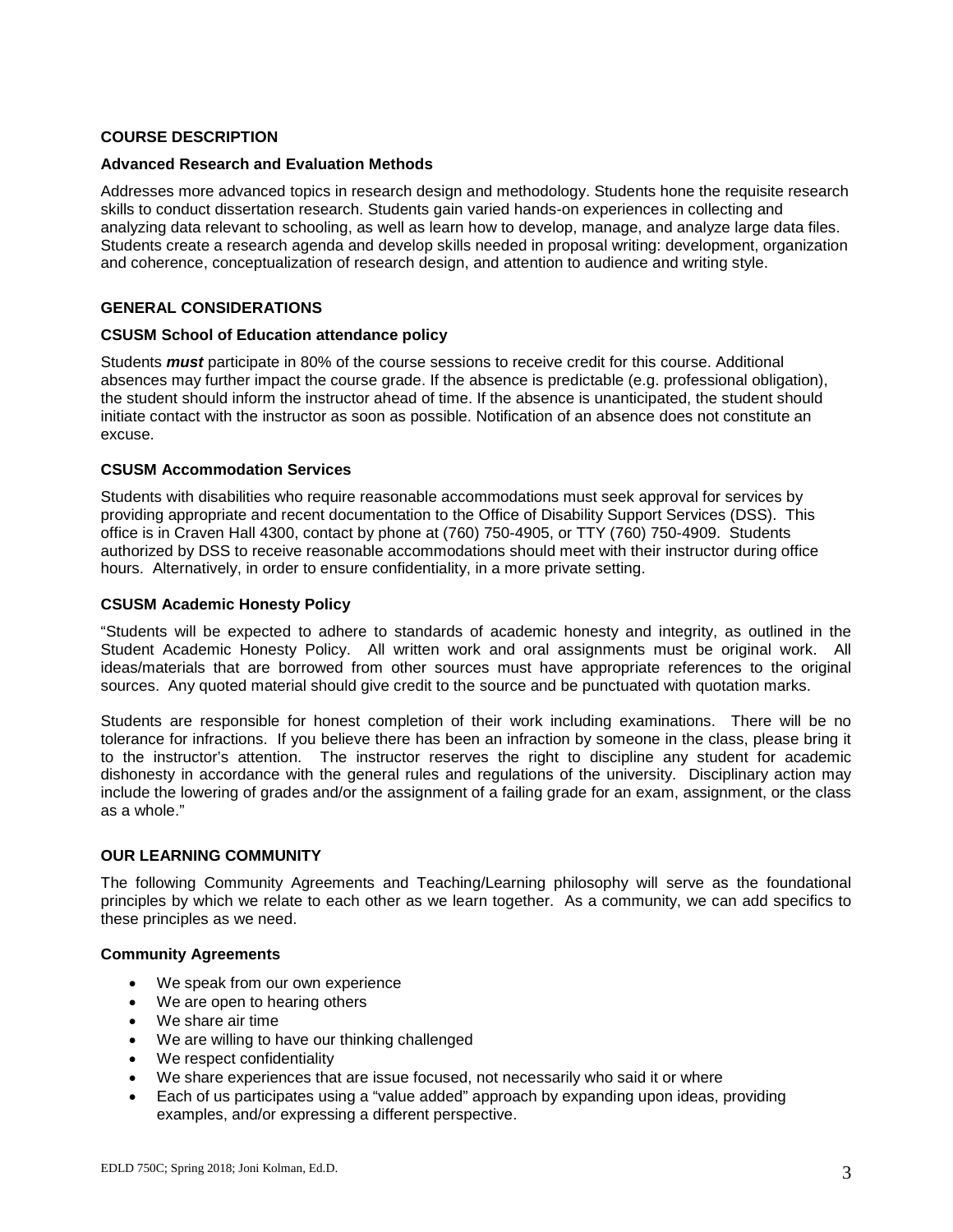## COURSE DESCRIPTION

### Advanced Research and Evaluation Methods

Addresses more advanced topics in research design and methodology. Students hone the requisite research skills to conduct dissertation research. Students gain varied hands-on experiences in collecting and analyzing data relevant to schooling, as well as learn how to develop, manage, and analyze large data files. Students create a research agenda and develop skills needed in proposal writing: development, organization and coherence, conceptualization of research design, and attention to audience and writing style.

## GENERAL CONSIDERATIONS

### CSUSM School of Education attendance policy

Students ***must*** participate in 80% of the course sessions to receive credit for this course. Additional absences may further impact the course grade. If the absence is predictable (e.g. professional obligation), the student should inform the instructor ahead of time. If the absence is unanticipated, the student should initiate contact with the instructor as soon as possible. Notification of an absence does not constitute an excuse.

### CSUSM Accommodation Services

Students with disabilities who require reasonable accommodations must seek approval for services by providing appropriate and recent documentation to the Office of Disability Support Services (DSS). This office is in Craven Hall 4300, contact by phone at (760) 750-4905, or TTY (760) 750-4909. Students authorized by DSS to receive reasonable accommodations should meet with their instructor during office hours. Alternatively, in order to ensure confidentiality, in a more private setting.

### CSUSM Academic Honesty Policy

"Students will be expected to adhere to standards of academic honesty and integrity, as outlined in the Student Academic Honesty Policy. All written work and oral assignments must be original work. All ideas/materials that are borrowed from other sources must have appropriate references to the original sources. Any quoted material should give credit to the source and be punctuated with quotation marks.

Students are responsible for honest completion of their work including examinations. There will be no tolerance for infractions. If you believe there has been an infraction by someone in the class, please bring it to the instructor's attention. The instructor reserves the right to discipline any student for academic dishonesty in accordance with the general rules and regulations of the university. Disciplinary action may include the lowering of grades and/or the assignment of a failing grade for an exam, assignment, or the class as a whole."

## OUR LEARNING COMMUNITY

The following Community Agreements and Teaching/Learning philosophy will serve as the foundational principles by which we relate to each other as we learn together. As a community, we can add specifics to these principles as we need.

### Community Agreements

- We speak from our own experience
- We are open to hearing others
- We share air time
- We are willing to have our thinking challenged
- We respect confidentiality
- We share experiences that are issue focused, not necessarily who said it or where
- Each of us participates using a "value added" approach by expanding upon ideas, providing examples, and/or expressing a different perspective.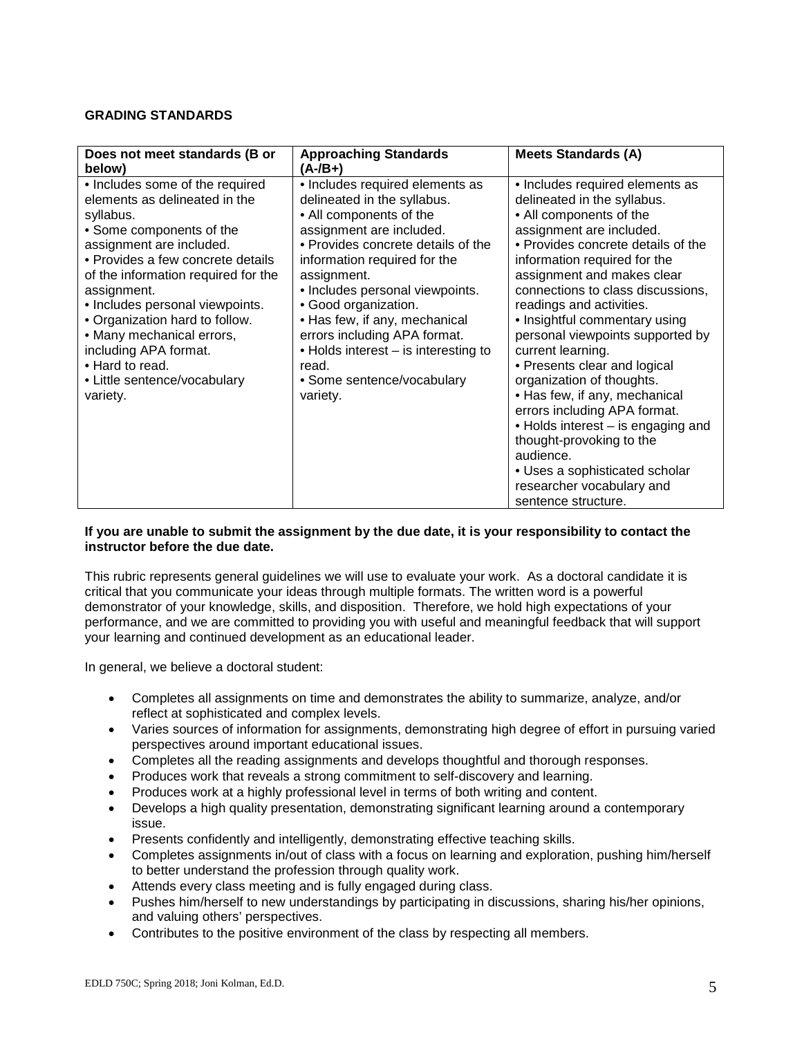## GRADING STANDARDS

| Does not meet standards (B or below) | Approaching Standards (A-/B+) | Meets Standards (A) |
|---|---|---|
| • Includes some of the required elements as delineated in the syllabus.<br>• Some components of the assignment are included.<br>• Provides a few concrete details of the information required for the assignment.<br>• Includes personal viewpoints.<br>• Organization hard to follow.<br>• Many mechanical errors, including APA format.<br>• Hard to read.<br>• Little sentence/vocabulary variety. | • Includes required elements as delineated in the syllabus.<br>• All components of the assignment are included.<br>• Provides concrete details of the information required for the assignment.<br>• Includes personal viewpoints.<br>• Good organization.<br>• Has few, if any, mechanical errors including APA format.<br>• Holds interest – is interesting to read.<br>• Some sentence/vocabulary variety. | • Includes required elements as delineated in the syllabus.<br>• All components of the assignment are included.<br>• Provides concrete details of the information required for the assignment and makes clear connections to class discussions, readings and activities.<br>• Insightful commentary using personal viewpoints supported by current learning.<br>• Presents clear and logical organization of thoughts.<br>• Has few, if any, mechanical errors including APA format.<br>• Holds interest – is engaging and thought-provoking to the audience.<br>• Uses a sophisticated scholar researcher vocabulary and sentence structure. |

**If you are unable to submit the assignment by the due date, it is your responsibility to contact the instructor before the due date.**

This rubric represents general guidelines we will use to evaluate your work. As a doctoral candidate it is critical that you communicate your ideas through multiple formats. The written word is a powerful demonstrator of your knowledge, skills, and disposition. Therefore, we hold high expectations of your performance, and we are committed to providing you with useful and meaningful feedback that will support your learning and continued development as an educational leader.

In general, we believe a doctoral student:

- Completes all assignments on time and demonstrates the ability to summarize, analyze, and/or reflect at sophisticated and complex levels.
- Varies sources of information for assignments, demonstrating high degree of effort in pursuing varied perspectives around important educational issues.
- Completes all the reading assignments and develops thoughtful and thorough responses.
- Produces work that reveals a strong commitment to self-discovery and learning.
- Produces work at a highly professional level in terms of both writing and content.
- Develops a high quality presentation, demonstrating significant learning around a contemporary issue.
- Presents confidently and intelligently, demonstrating effective teaching skills.
- Completes assignments in/out of class with a focus on learning and exploration, pushing him/herself to better understand the profession through quality work.
- Attends every class meeting and is fully engaged during class.
- Pushes him/herself to new understandings by participating in discussions, sharing his/her opinions, and valuing others' perspectives.
- Contributes to the positive environment of the class by respecting all members.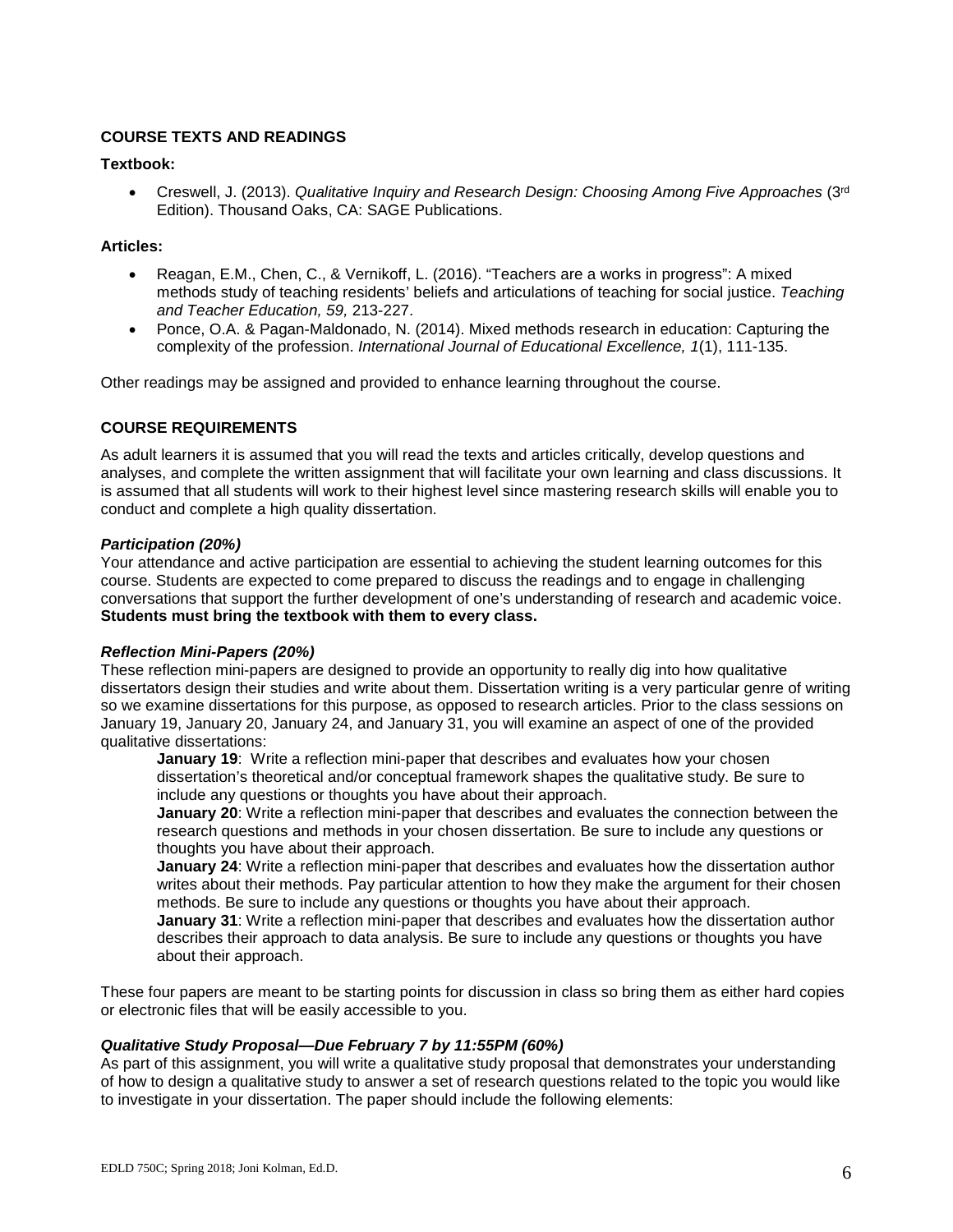## COURSE TEXTS AND READINGS

**Textbook:**

- Creswell, J. (2013). *Qualitative Inquiry and Research Design: Choosing Among Five Approaches* (3rd Edition). Thousand Oaks, CA: SAGE Publications.

**Articles:**

- Reagan, E.M., Chen, C., & Vernikoff, L. (2016). "Teachers are a works in progress": A mixed methods study of teaching residents' beliefs and articulations of teaching for social justice. *Teaching and Teacher Education, 59,* 213-227.
- Ponce, O.A. & Pagan-Maldonado, N. (2014). Mixed methods research in education: Capturing the complexity of the profession. *International Journal of Educational Excellence, 1*(1), 111-135.

Other readings may be assigned and provided to enhance learning throughout the course.

## COURSE REQUIREMENTS

As adult learners it is assumed that you will read the texts and articles critically, develop questions and analyses, and complete the written assignment that will facilitate your own learning and class discussions. It is assumed that all students will work to their highest level since mastering research skills will enable you to conduct and complete a high quality dissertation.

***Participation (20%)***

Your attendance and active participation are essential to achieving the student learning outcomes for this course. Students are expected to come prepared to discuss the readings and to engage in challenging conversations that support the further development of one's understanding of research and academic voice. **Students must bring the textbook with them to every class.**

***Reflection Mini-Papers (20%)***

These reflection mini-papers are designed to provide an opportunity to really dig into how qualitative dissertators design their studies and write about them. Dissertation writing is a very particular genre of writing so we examine dissertations for this purpose, as opposed to research articles. Prior to the class sessions on January 19, January 20, January 24, and January 31, you will examine an aspect of one of the provided qualitative dissertations:

**January 19**: Write a reflection mini-paper that describes and evaluates how your chosen dissertation's theoretical and/or conceptual framework shapes the qualitative study. Be sure to include any questions or thoughts you have about their approach.

**January 20**: Write a reflection mini-paper that describes and evaluates the connection between the research questions and methods in your chosen dissertation. Be sure to include any questions or thoughts you have about their approach.

**January 24**: Write a reflection mini-paper that describes and evaluates how the dissertation author writes about their methods. Pay particular attention to how they make the argument for their chosen methods. Be sure to include any questions or thoughts you have about their approach.

**January 31**: Write a reflection mini-paper that describes and evaluates how the dissertation author describes their approach to data analysis. Be sure to include any questions or thoughts you have about their approach.

These four papers are meant to be starting points for discussion in class so bring them as either hard copies or electronic files that will be easily accessible to you.

***Qualitative Study Proposal—Due February 7 by 11:55PM (60%)***

As part of this assignment, you will write a qualitative study proposal that demonstrates your understanding of how to design a qualitative study to answer a set of research questions related to the topic you would like to investigate in your dissertation. The paper should include the following elements: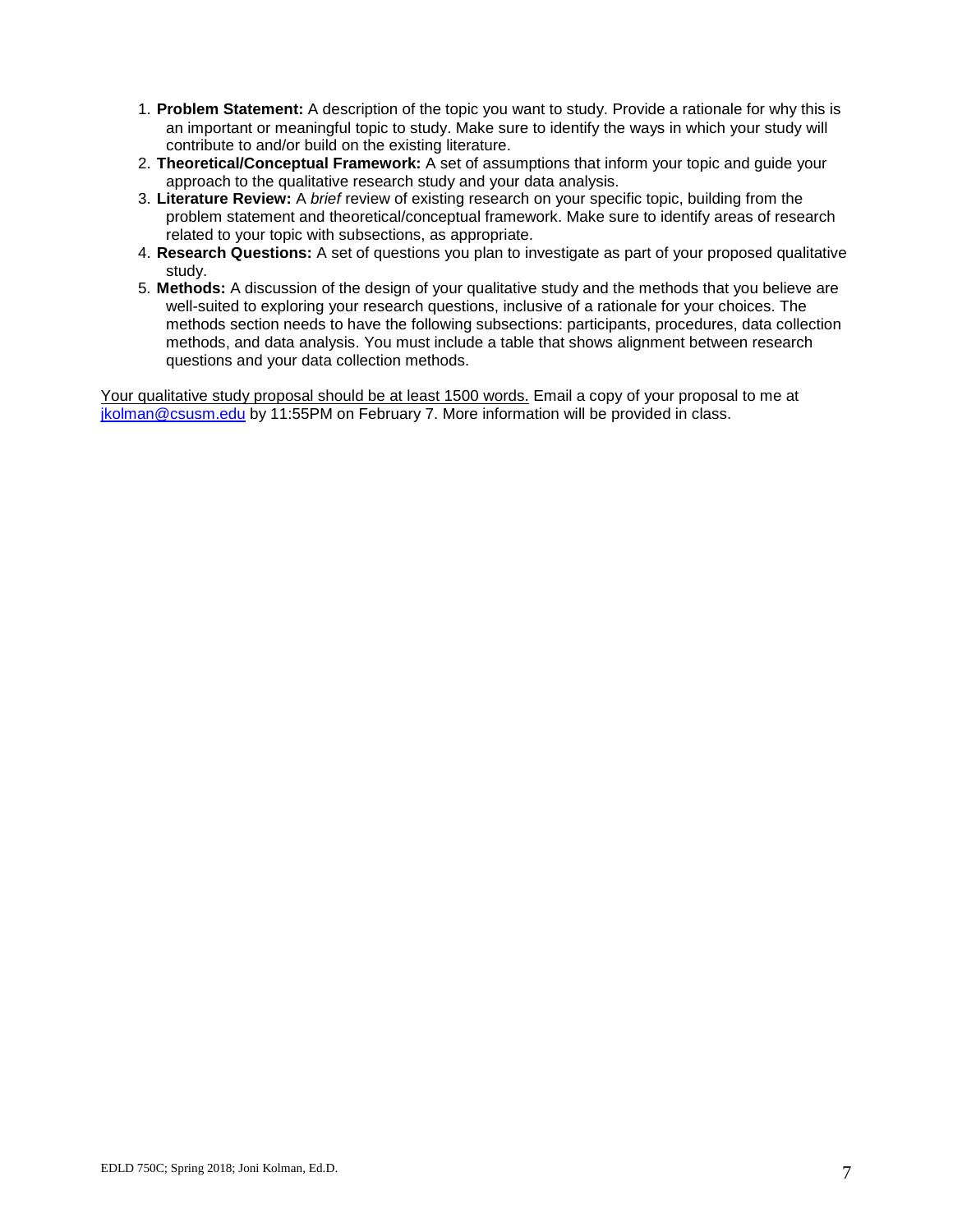1. **Problem Statement:** A description of the topic you want to study. Provide a rationale for why this is an important or meaningful topic to study. Make sure to identify the ways in which your study will contribute to and/or build on the existing literature.
2. **Theoretical/Conceptual Framework:** A set of assumptions that inform your topic and guide your approach to the qualitative research study and your data analysis.
3. **Literature Review:** A *brief* review of existing research on your specific topic, building from the problem statement and theoretical/conceptual framework. Make sure to identify areas of research related to your topic with subsections, as appropriate.
4. **Research Questions:** A set of questions you plan to investigate as part of your proposed qualitative study.
5. **Methods:** A discussion of the design of your qualitative study and the methods that you believe are well-suited to exploring your research questions, inclusive of a rationale for your choices. The methods section needs to have the following subsections: participants, procedures, data collection methods, and data analysis. You must include a table that shows alignment between research questions and your data collection methods.

<u>Your qualitative study proposal should be at least 1500 words.</u> Email a copy of your proposal to me at [jkolman@csusm.edu](mailto:jkolman@csusm.edu) by 11:55PM on February 7. More information will be provided in class.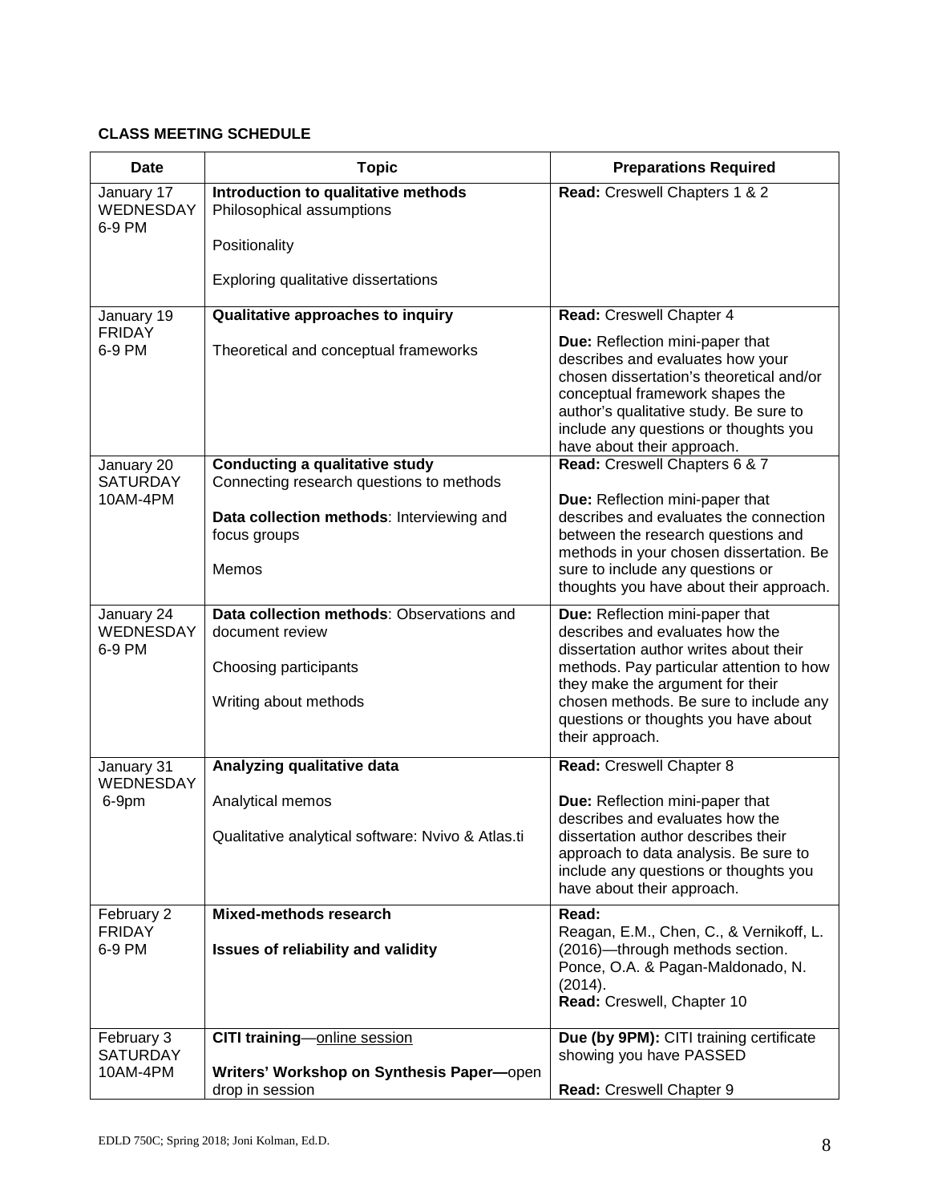**CLASS MEETING SCHEDULE**

| Date | Topic | Preparations Required |
|---|---|---|
| January 17<br>WEDNESDAY<br>6-9 PM | **Introduction to qualitative methods**<br>Philosophical assumptions<br><br>Positionality<br><br>Exploring qualitative dissertations | **Read:** Creswell Chapters 1 & 2 |
| January 19<br>FRIDAY<br>6-9 PM | **Qualitative approaches to inquiry**<br><br>Theoretical and conceptual frameworks | **Read:** Creswell Chapter 4<br><br>**Due:** Reflection mini-paper that describes and evaluates how your chosen dissertation's theoretical and/or conceptual framework shapes the author's qualitative study. Be sure to include any questions or thoughts you have about their approach. |
| January 20<br>SATURDAY<br>10AM-4PM | **Conducting a qualitative study**<br>Connecting research questions to methods<br><br>**Data collection methods**: Interviewing and focus groups<br><br>Memos | **Read:** Creswell Chapters 6 & 7<br><br>**Due:** Reflection mini-paper that describes and evaluates the connection between the research questions and methods in your chosen dissertation. Be sure to include any questions or thoughts you have about their approach. |
| January 24<br>WEDNESDAY<br>6-9 PM | **Data collection methods**: Observations and document review<br><br>Choosing participants<br><br>Writing about methods | **Due:** Reflection mini-paper that describes and evaluates how the dissertation author writes about their methods. Pay particular attention to how they make the argument for their chosen methods. Be sure to include any questions or thoughts you have about their approach. |
| January 31<br>WEDNESDAY<br>6-9pm | **Analyzing qualitative data**<br><br>Analytical memos<br><br>Qualitative analytical software: Nvivo & Atlas.ti | **Read:** Creswell Chapter 8<br><br>**Due:** Reflection mini-paper that describes and evaluates how the dissertation author describes their approach to data analysis. Be sure to include any questions or thoughts you have about their approach. |
| February 2<br>FRIDAY<br>6-9 PM | **Mixed-methods research**<br><br>**Issues of reliability and validity** | **Read:**<br>Reagan, E.M., Chen, C., & Vernikoff, L. (2016)—through methods section.<br>Ponce, O.A. & Pagan-Maldonado, N. (2014).<br>**Read:** Creswell, Chapter 10 |
| February 3<br>SATURDAY<br>10AM-4PM | **CITI training**—online session<br><br>**Writers' Workshop on Synthesis Paper—**open drop in session | **Due (by 9PM):** CITI training certificate showing you have PASSED<br><br>**Read:** Creswell Chapter 9 |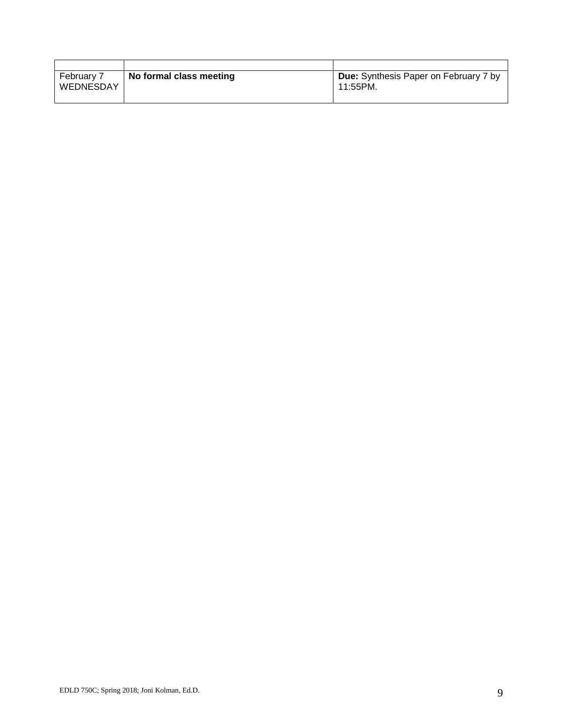| | | |
|---|---|---|
| February 7<br>WEDNESDAY | **No formal class meeting** | **Due:** Synthesis Paper on February 7 by 11:55PM. |